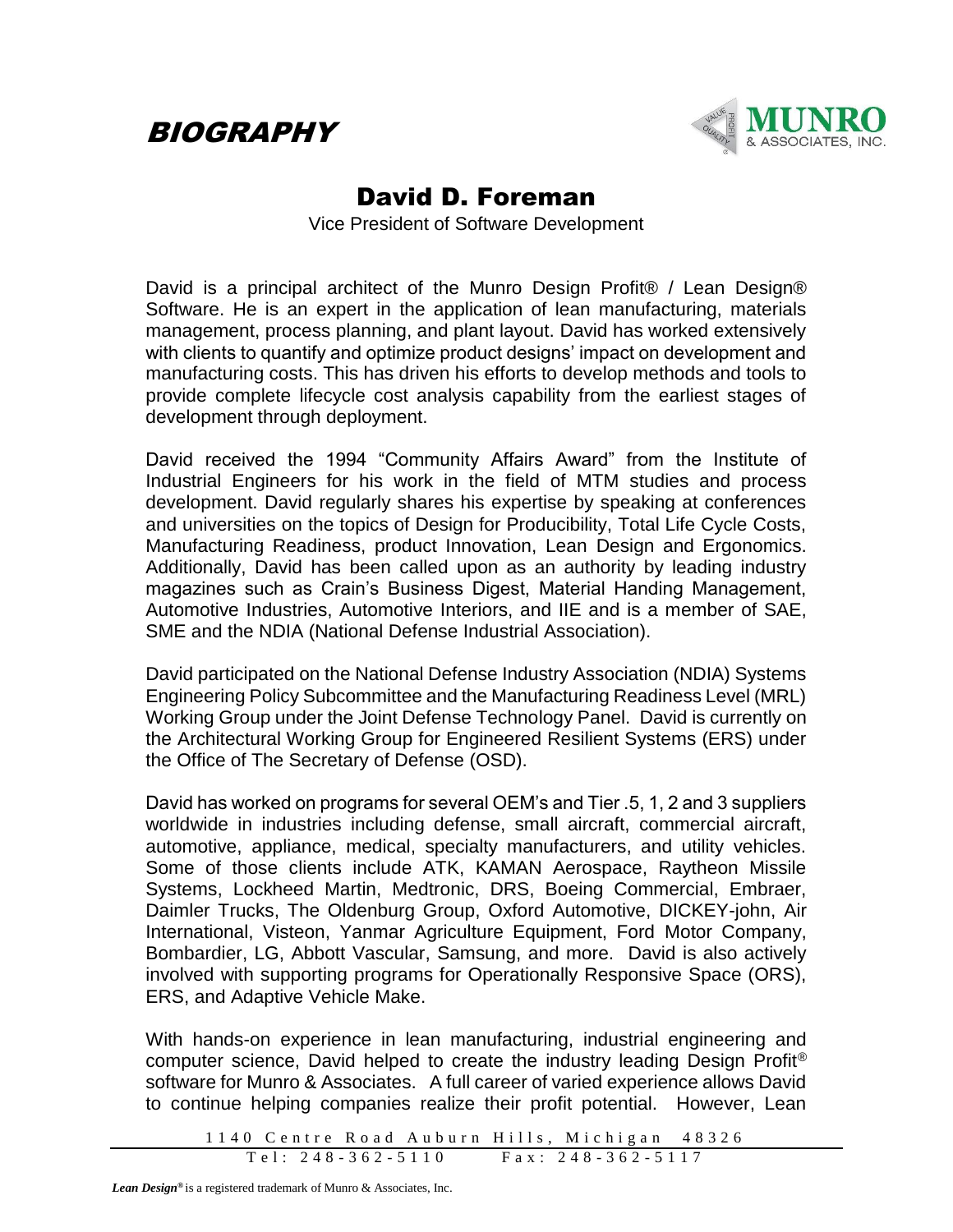# BIOGRAPHY

MUNRO & ASSOCIATES, INC.

## David D. Foreman

Vice President of Software Development

David is a principal architect of the Munro Design Profit® / Lean Design® Software. He is an expert in the application of lean manufacturing, materials management, process planning, and plant layout. David has worked extensively with clients to quantify and optimize product designs' impact on development and manufacturing costs. This has driven his efforts to develop methods and tools to provide complete lifecycle cost analysis capability from the earliest stages of development through deployment.

David received the 1994 "Community Affairs Award" from the Institute of Industrial Engineers for his work in the field of MTM studies and process development. David regularly shares his expertise by speaking at conferences and universities on the topics of Design for Producibility, Total Life Cycle Costs, Manufacturing Readiness, product Innovation, Lean Design and Ergonomics. Additionally, David has been called upon as an authority by leading industry magazines such as Crain's Business Digest, Material Handing Management, Automotive Industries, Automotive Interiors, and IIE and is a member of SAE, SME and the NDIA (National Defense Industrial Association).

David participated on the National Defense Industry Association (NDIA) Systems Engineering Policy Subcommittee and the Manufacturing Readiness Level (MRL) Working Group under the Joint Defense Technology Panel. David is currently on the Architectural Working Group for Engineered Resilient Systems (ERS) under the Office of The Secretary of Defense (OSD).

David has worked on programs for several OEM's and Tier .5, 1, 2 and 3 suppliers worldwide in industries including defense, small aircraft, commercial aircraft, automotive, appliance, medical, specialty manufacturers, and utility vehicles. Some of those clients include ATK, KAMAN Aerospace, Raytheon Missile Systems, Lockheed Martin, Medtronic, DRS, Boeing Commercial, Embraer, Daimler Trucks, The Oldenburg Group, Oxford Automotive, DICKEY-john, Air International, Visteon, Yanmar Agriculture Equipment, Ford Motor Company, Bombardier, LG, Abbott Vascular, Samsung, and more. David is also actively involved with supporting programs for Operationally Responsive Space (ORS), ERS, and Adaptive Vehicle Make.

With hands-on experience in lean manufacturing, industrial engineering and computer science, David helped to create the industry leading Design Profit® software for Munro & Associates. A full career of varied experience allows David to continue helping companies realize their profit potential. However, Lean

1140 Centre Road Auburn Hills, Michigan 48326
Tel: 248-362-5110 Fax: 248-362-5117

***Lean Design®*** is a registered trademark of Munro & Associates, Inc.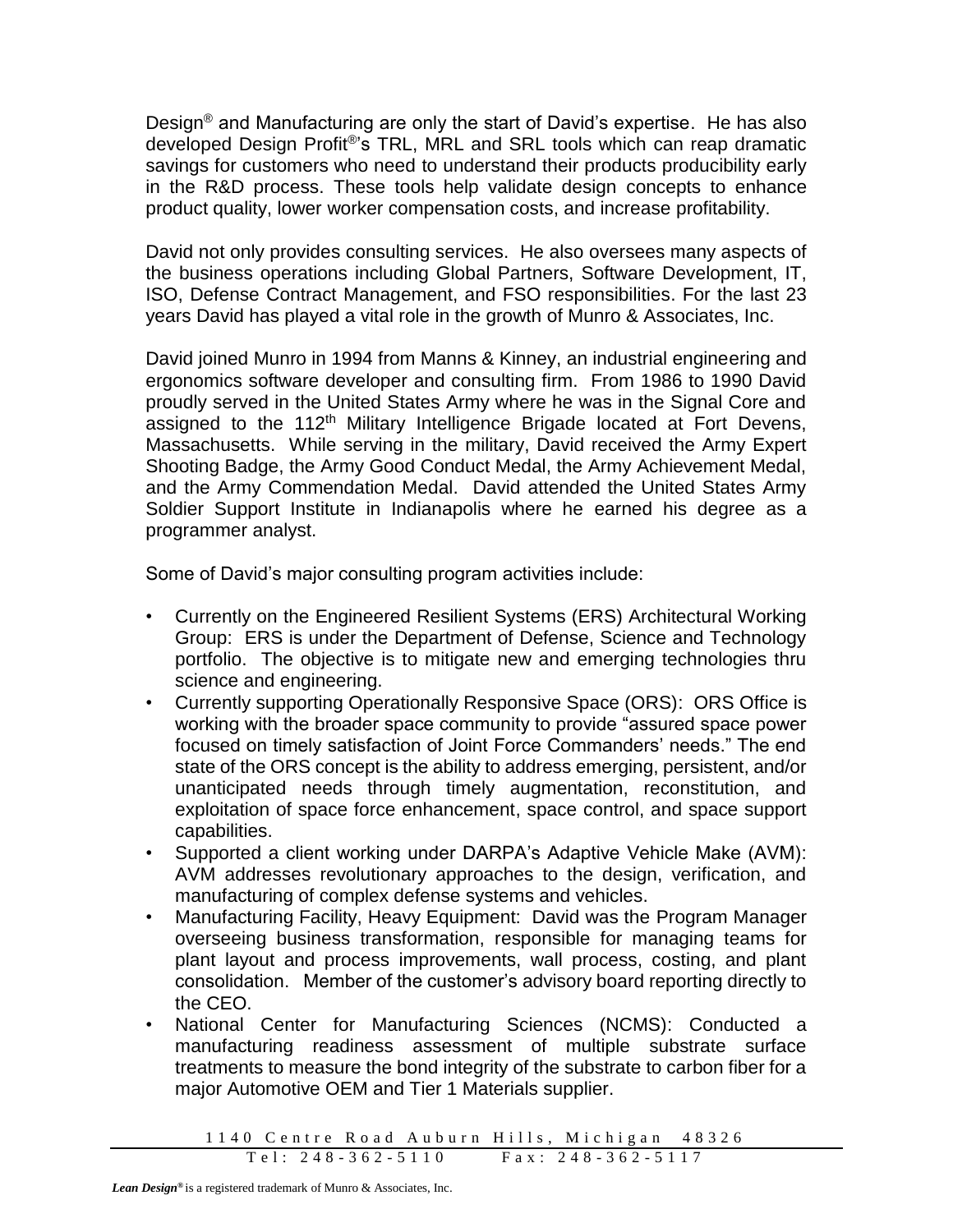Design® and Manufacturing are only the start of David's expertise. He has also developed Design Profit®'s TRL, MRL and SRL tools which can reap dramatic savings for customers who need to understand their products producibility early in the R&D process. These tools help validate design concepts to enhance product quality, lower worker compensation costs, and increase profitability.

David not only provides consulting services. He also oversees many aspects of the business operations including Global Partners, Software Development, IT, ISO, Defense Contract Management, and FSO responsibilities. For the last 23 years David has played a vital role in the growth of Munro & Associates, Inc.

David joined Munro in 1994 from Manns & Kinney, an industrial engineering and ergonomics software developer and consulting firm. From 1986 to 1990 David proudly served in the United States Army where he was in the Signal Core and assigned to the 112th Military Intelligence Brigade located at Fort Devens, Massachusetts. While serving in the military, David received the Army Expert Shooting Badge, the Army Good Conduct Medal, the Army Achievement Medal, and the Army Commendation Medal. David attended the United States Army Soldier Support Institute in Indianapolis where he earned his degree as a programmer analyst.

Some of David's major consulting program activities include:

- Currently on the Engineered Resilient Systems (ERS) Architectural Working Group: ERS is under the Department of Defense, Science and Technology portfolio. The objective is to mitigate new and emerging technologies thru science and engineering.
- Currently supporting Operationally Responsive Space (ORS): ORS Office is working with the broader space community to provide "assured space power focused on timely satisfaction of Joint Force Commanders' needs." The end state of the ORS concept is the ability to address emerging, persistent, and/or unanticipated needs through timely augmentation, reconstitution, and exploitation of space force enhancement, space control, and space support capabilities.
- Supported a client working under DARPA's Adaptive Vehicle Make (AVM): AVM addresses revolutionary approaches to the design, verification, and manufacturing of complex defense systems and vehicles.
- Manufacturing Facility, Heavy Equipment: David was the Program Manager overseeing business transformation, responsible for managing teams for plant layout and process improvements, wall process, costing, and plant consolidation. Member of the customer's advisory board reporting directly to the CEO.
- National Center for Manufacturing Sciences (NCMS): Conducted a manufacturing readiness assessment of multiple substrate surface treatments to measure the bond integrity of the substrate to carbon fiber for a major Automotive OEM and Tier 1 Materials supplier.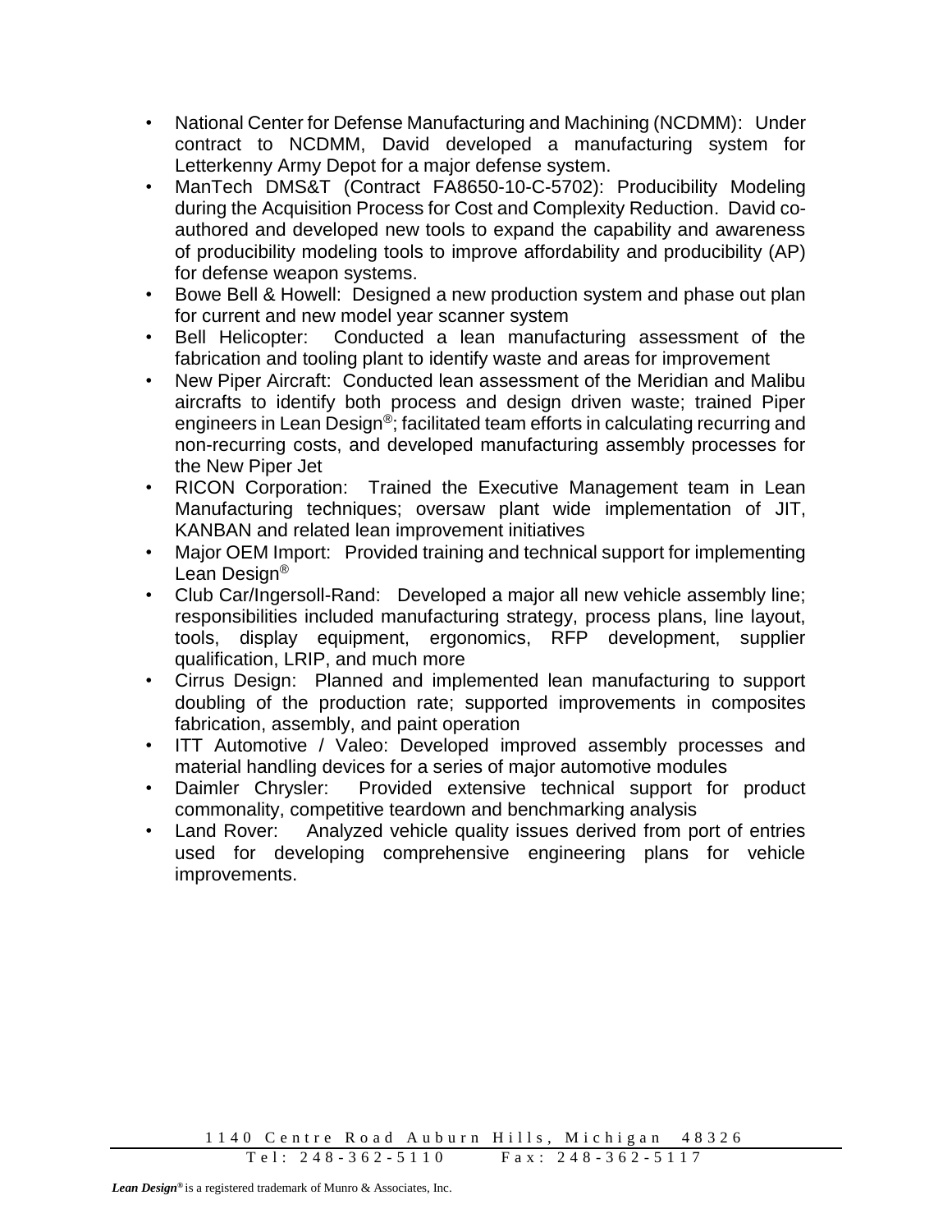- National Center for Defense Manufacturing and Machining (NCDMM): Under contract to NCDMM, David developed a manufacturing system for Letterkenny Army Depot for a major defense system.
- ManTech DMS&T (Contract FA8650-10-C-5702): Producibility Modeling during the Acquisition Process for Cost and Complexity Reduction. David co-authored and developed new tools to expand the capability and awareness of producibility modeling tools to improve affordability and producibility (AP) for defense weapon systems.
- Bowe Bell & Howell: Designed a new production system and phase out plan for current and new model year scanner system
- Bell Helicopter: Conducted a lean manufacturing assessment of the fabrication and tooling plant to identify waste and areas for improvement
- New Piper Aircraft: Conducted lean assessment of the Meridian and Malibu aircrafts to identify both process and design driven waste; trained Piper engineers in Lean Design®; facilitated team efforts in calculating recurring and non-recurring costs, and developed manufacturing assembly processes for the New Piper Jet
- RICON Corporation: Trained the Executive Management team in Lean Manufacturing techniques; oversaw plant wide implementation of JIT, KANBAN and related lean improvement initiatives
- Major OEM Import: Provided training and technical support for implementing Lean Design®
- Club Car/Ingersoll-Rand: Developed a major all new vehicle assembly line; responsibilities included manufacturing strategy, process plans, line layout, tools, display equipment, ergonomics, RFP development, supplier qualification, LRIP, and much more
- Cirrus Design: Planned and implemented lean manufacturing to support doubling of the production rate; supported improvements in composites fabrication, assembly, and paint operation
- ITT Automotive / Valeo: Developed improved assembly processes and material handling devices for a series of major automotive modules
- Daimler Chrysler: Provided extensive technical support for product commonality, competitive teardown and benchmarking analysis
- Land Rover: Analyzed vehicle quality issues derived from port of entries used for developing comprehensive engineering plans for vehicle improvements.

1140 Centre Road Auburn Hills, Michigan 48326
Tel: 248-362-5110 Fax: 248-362-5117

***Lean Design®*** is a registered trademark of Munro & Associates, Inc.